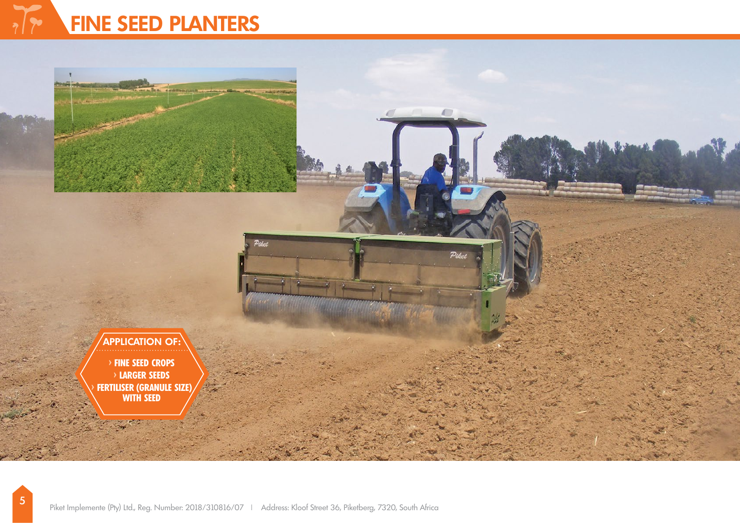# FINE SEED PLANTERS

**APPLICATION OF:**

- FINE SEED CROPS
- LARGER SEEDS
- FERTILISER (GRANULE SIZE) WITH SEED

Piket Implemente (Pty) Ltd., Reg. Number: 2018/310816/07 | Address: Kloof Street 36, Piketberg, 7320, South Africa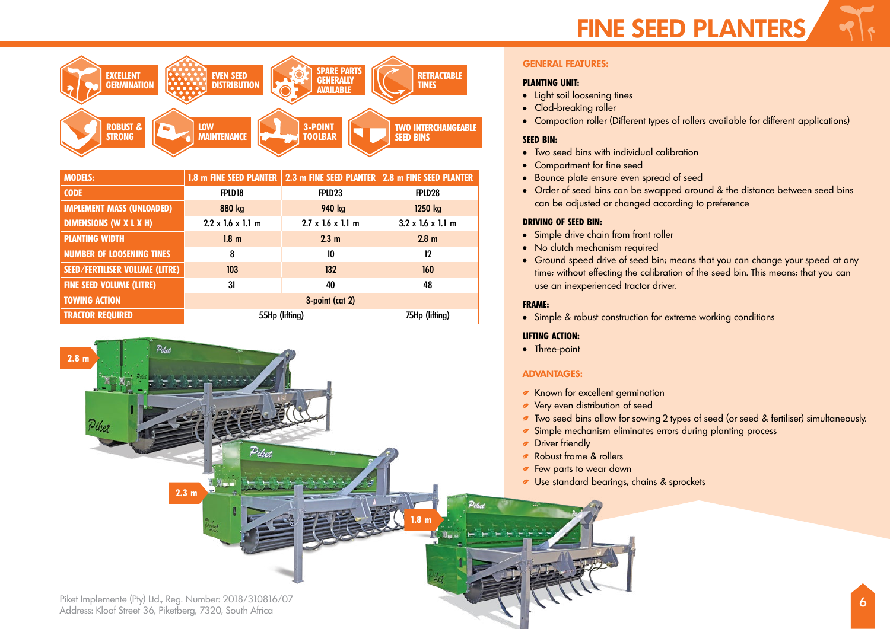# FINE SEED PLANTERS

EXCELLENT GERMINATION

EVEN SEED DISTRIBUTION

SPARE PARTS GENERALLY AVAILABLE

RETRACTABLE TINES

ROBUST & STRONG

LOW MAINTENANCE

3-POINT TOOLBAR

TWO INTERCHANGEABLE SEED BINS

| MODELS: | 1.8 m FINE SEED PLANTER | 2.3 m FINE SEED PLANTER | 2.8 m FINE SEED PLANTER |
|---|---|---|---|
| CODE | FPLD18 | FPLD23 | FPLD28 |
| IMPLEMENT MASS (UNLOADED) | 880 kg | 940 kg | 1250 kg |
| DIMENSIONS (W X L X H) | 2.2 x 1.6 x 1.1 m | 2.7 x 1.6 x 1.1 m | 3.2 x 1.6 x 1.1 m |
| PLANTING WIDTH | 1.8 m | 2.3 m | 2.8 m |
| NUMBER OF LOOSENING TINES | 8 | 10 | 12 |
| SEED/FERTILISER VOLUME (LITRE) | 103 | 132 | 160 |
| FINE SEED VOLUME (LITRE) | 31 | 40 | 48 |
| TOWING ACTION | 3-point (cat 2) | | |
| TRACTOR REQUIRED | 55Hp (lifting) | | 75Hp (lifting) |

2.8 m

2.3 m

1.8 m

## GENERAL FEATURES:

### PLANTING UNIT:

- Light soil loosening tines
- Clod-breaking roller
- Compaction roller (Different types of rollers available for different applications)

### SEED BIN:

- Two seed bins with individual calibration
- Compartment for fine seed
- Bounce plate ensure even spread of seed
- Order of seed bins can be swapped around & the distance between seed bins can be adjusted or changed according to preference

### DRIVING OF SEED BIN:

- Simple drive chain from front roller
- No clutch mechanism required
- Ground speed drive of seed bin; means that you can change your speed at any time; without effecting the calibration of the seed bin. This means; that you can use an inexperienced tractor driver.

### FRAME:

- Simple & robust construction for extreme working conditions

### LIFTING ACTION:

- Three-point

## ADVANTAGES:

- Known for excellent germination
- Very even distribution of seed
- Two seed bins allow for sowing 2 types of seed (or seed & fertiliser) simultaneously.
- Simple mechanism eliminates errors during planting process
- Driver friendly
- Robust frame & rollers
- Few parts to wear down
- Use standard bearings, chains & sprockets

Piket Implemente (Pty) Ltd., Reg. Number: 2018/310816/07
Address: Kloof Street 36, Piketberg, 7320, South Africa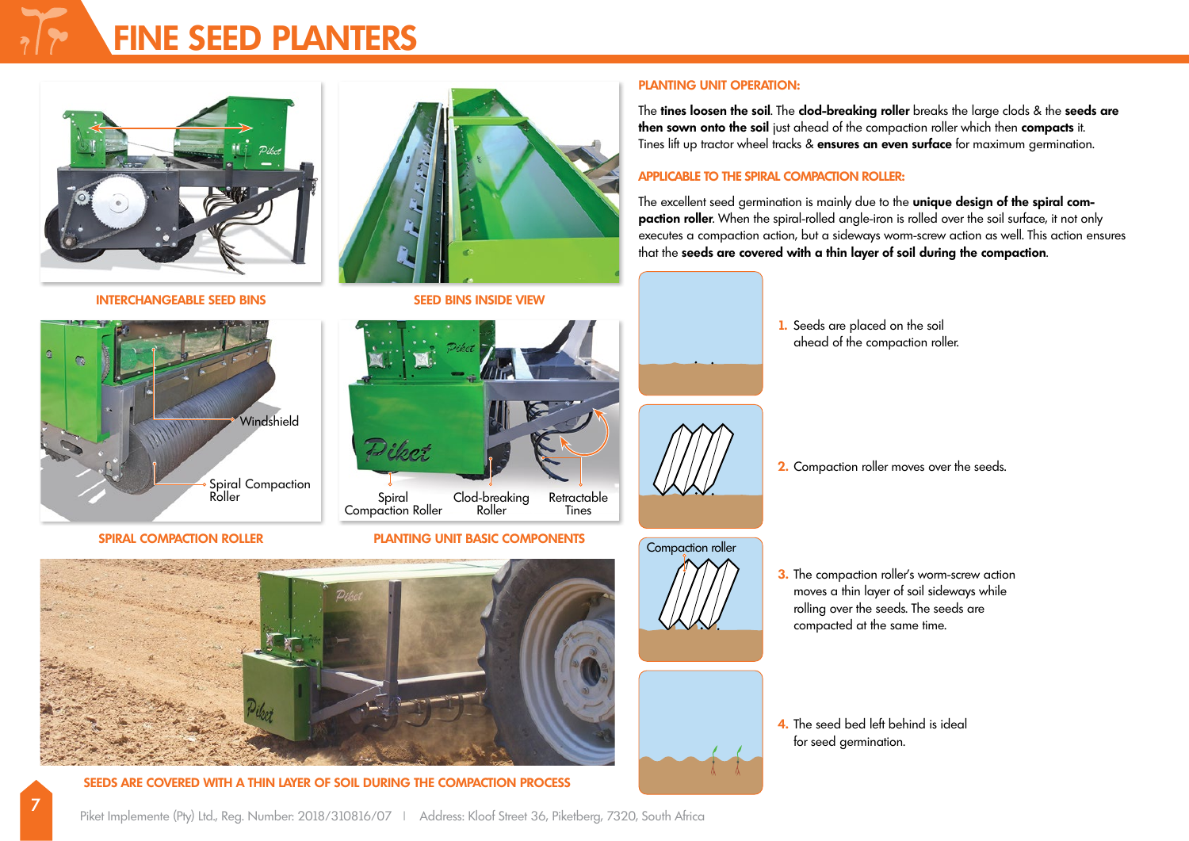# FINE SEED PLANTERS

INTERCHANGEABLE SEED BINS

SEED BINS INSIDE VIEW

Windshield

Spiral Compaction Roller

SPIRAL COMPACTION ROLLER

Spiral Compaction Roller

Clod-breaking Roller

Retractable Tines

PLANTING UNIT BASIC COMPONENTS

SEEDS ARE COVERED WITH A THIN LAYER OF SOIL DURING THE COMPACTION PROCESS

## PLANTING UNIT OPERATION:

The **tines loosen the soil**. The **clod-breaking roller** breaks the large clods & the **seeds are then sown onto the soil** just ahead of the compaction roller which then **compacts** it. Tines lift up tractor wheel tracks & **ensures an even surface** for maximum germination.

## APPLICABLE TO THE SPIRAL COMPACTION ROLLER:

The excellent seed germination is mainly due to the **unique design of the spiral compaction roller**. When the spiral-rolled angle-iron is rolled over the soil surface, it not only executes a compaction action, but a sideways worm-screw action as well. This action ensures that the **seeds are covered with a thin layer of soil during the compaction**.

1. Seeds are placed on the soil ahead of the compaction roller.
2. Compaction roller moves over the seeds.
3. The compaction roller's worm-screw action moves a thin layer of soil sideways while rolling over the seeds. The seeds are compacted at the same time.
4. The seed bed left behind is ideal for seed germination.

Compaction roller

Piket Implemente (Pty) Ltd., Reg. Number: 2018/310816/07 | Address: Kloof Street 36, Piketberg, 7320, South Africa